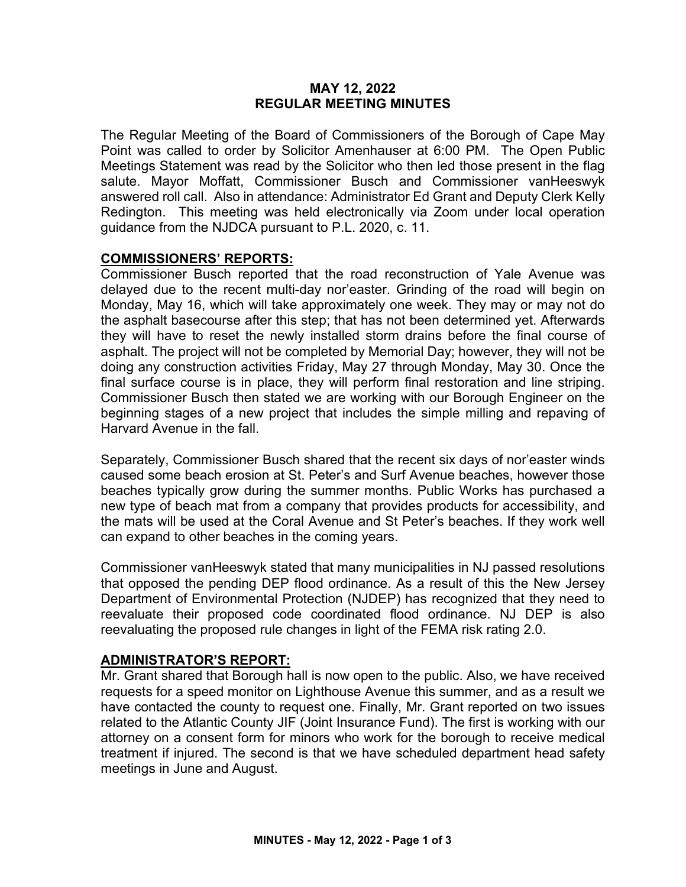# MAY 12, 2022
# REGULAR MEETING MINUTES

The Regular Meeting of the Board of Commissioners of the Borough of Cape May Point was called to order by Solicitor Amenhauser at 6:00 PM. The Open Public Meetings Statement was read by the Solicitor who then led those present in the flag salute. Mayor Moffatt, Commissioner Busch and Commissioner vanHeeswyk answered roll call. Also in attendance: Administrator Ed Grant and Deputy Clerk Kelly Redington. This meeting was held electronically via Zoom under local operation guidance from the NJDCA pursuant to P.L. 2020, c. 11.

## COMMISSIONERS' REPORTS:

Commissioner Busch reported that the road reconstruction of Yale Avenue was delayed due to the recent multi-day nor'easter. Grinding of the road will begin on Monday, May 16, which will take approximately one week. They may or may not do the asphalt basecourse after this step; that has not been determined yet. Afterwards they will have to reset the newly installed storm drains before the final course of asphalt. The project will not be completed by Memorial Day; however, they will not be doing any construction activities Friday, May 27 through Monday, May 30. Once the final surface course is in place, they will perform final restoration and line striping. Commissioner Busch then stated we are working with our Borough Engineer on the beginning stages of a new project that includes the simple milling and repaving of Harvard Avenue in the fall.

Separately, Commissioner Busch shared that the recent six days of nor'easter winds caused some beach erosion at St. Peter's and Surf Avenue beaches, however those beaches typically grow during the summer months. Public Works has purchased a new type of beach mat from a company that provides products for accessibility, and the mats will be used at the Coral Avenue and St Peter's beaches. If they work well can expand to other beaches in the coming years.

Commissioner vanHeeswyk stated that many municipalities in NJ passed resolutions that opposed the pending DEP flood ordinance. As a result of this the New Jersey Department of Environmental Protection (NJDEP) has recognized that they need to reevaluate their proposed code coordinated flood ordinance. NJ DEP is also reevaluating the proposed rule changes in light of the FEMA risk rating 2.0.

## ADMINISTRATOR'S REPORT:

Mr. Grant shared that Borough hall is now open to the public. Also, we have received requests for a speed monitor on Lighthouse Avenue this summer, and as a result we have contacted the county to request one. Finally, Mr. Grant reported on two issues related to the Atlantic County JIF (Joint Insurance Fund). The first is working with our attorney on a consent form for minors who work for the borough to receive medical treatment if injured. The second is that we have scheduled department head safety meetings in June and August.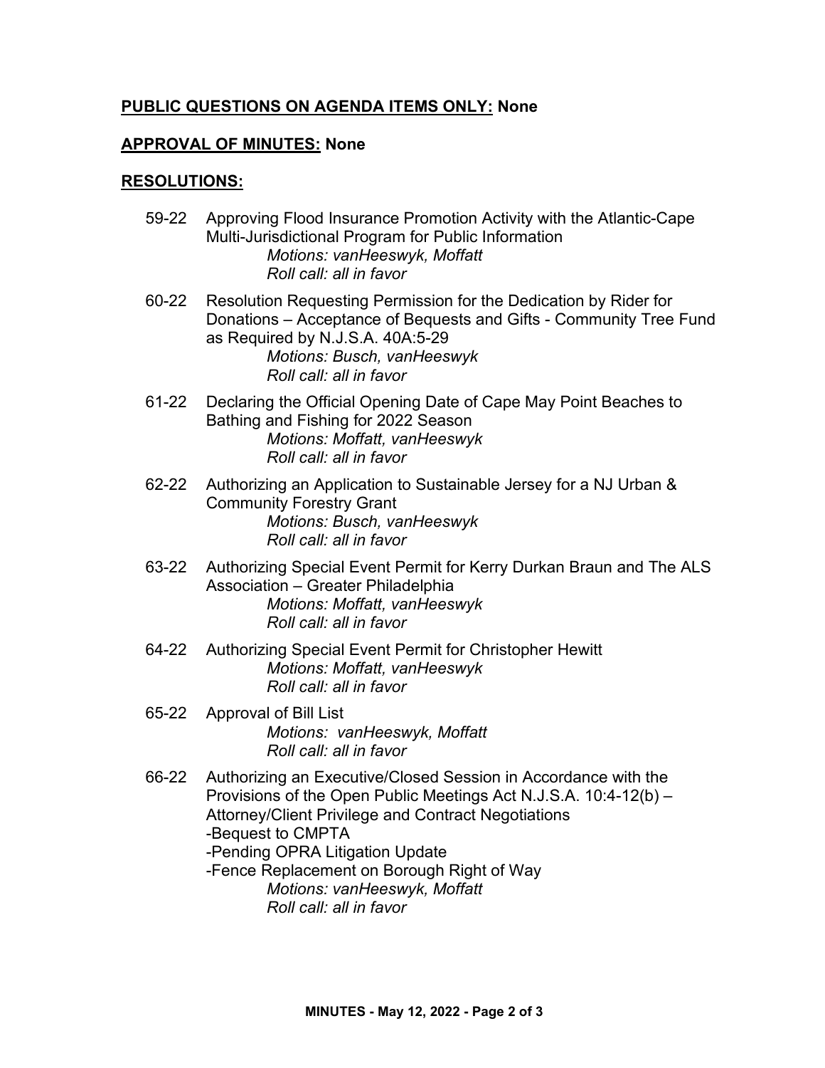**PUBLIC QUESTIONS ON AGENDA ITEMS ONLY: None**

**APPROVAL OF MINUTES: None**

**RESOLUTIONS:**

59-22 Approving Flood Insurance Promotion Activity with the Atlantic-Cape Multi-Jurisdictional Program for Public Information
*Motions: vanHeeswyk, Moffatt*
*Roll call: all in favor*

60-22 Resolution Requesting Permission for the Dedication by Rider for Donations – Acceptance of Bequests and Gifts - Community Tree Fund as Required by N.J.S.A. 40A:5-29
*Motions: Busch, vanHeeswyk*
*Roll call: all in favor*

61-22 Declaring the Official Opening Date of Cape May Point Beaches to Bathing and Fishing for 2022 Season
*Motions: Moffatt, vanHeeswyk*
*Roll call: all in favor*

62-22 Authorizing an Application to Sustainable Jersey for a NJ Urban & Community Forestry Grant
*Motions: Busch, vanHeeswyk*
*Roll call: all in favor*

63-22 Authorizing Special Event Permit for Kerry Durkan Braun and The ALS Association – Greater Philadelphia
*Motions: Moffatt, vanHeeswyk*
*Roll call: all in favor*

64-22 Authorizing Special Event Permit for Christopher Hewitt
*Motions: Moffatt, vanHeeswyk*
*Roll call: all in favor*

65-22 Approval of Bill List
*Motions: vanHeeswyk, Moffatt*
*Roll call: all in favor*

66-22 Authorizing an Executive/Closed Session in Accordance with the Provisions of the Open Public Meetings Act N.J.S.A. 10:4-12(b) – Attorney/Client Privilege and Contract Negotiations
-Bequest to CMPTA
-Pending OPRA Litigation Update
-Fence Replacement on Borough Right of Way
*Motions: vanHeeswyk, Moffatt*
*Roll call: all in favor*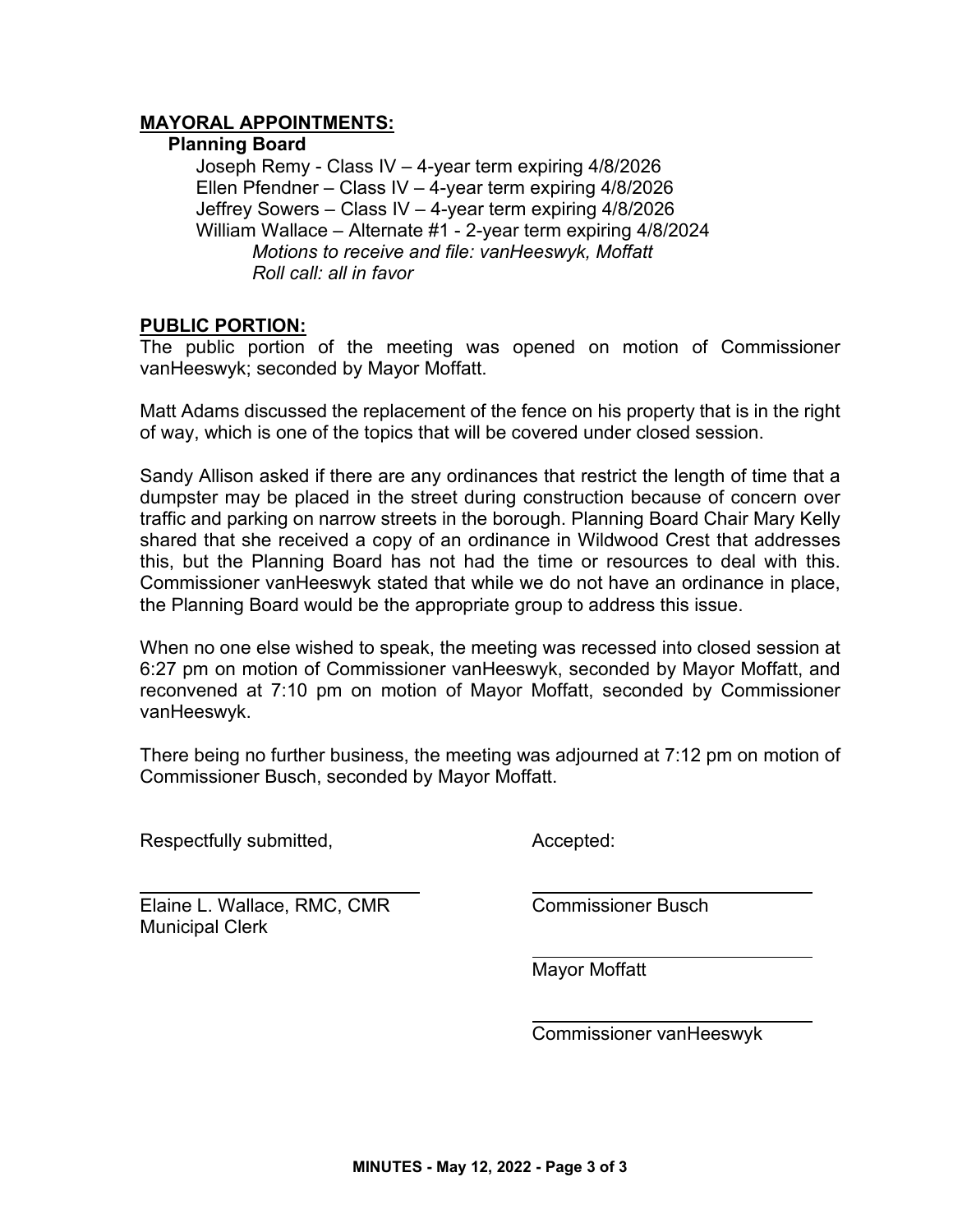**MAYORAL APPOINTMENTS:**

**Planning Board**

Joseph Remy - Class IV – 4-year term expiring 4/8/2026
Ellen Pfendner – Class IV – 4-year term expiring 4/8/2026
Jeffrey Sowers – Class IV – 4-year term expiring 4/8/2026
William Wallace – Alternate #1 - 2-year term expiring 4/8/2024

*Motions to receive and file: vanHeeswyk, Moffatt*
*Roll call: all in favor*

**PUBLIC PORTION:**

The public portion of the meeting was opened on motion of Commissioner vanHeeswyk; seconded by Mayor Moffatt.

Matt Adams discussed the replacement of the fence on his property that is in the right of way, which is one of the topics that will be covered under closed session.

Sandy Allison asked if there are any ordinances that restrict the length of time that a dumpster may be placed in the street during construction because of concern over traffic and parking on narrow streets in the borough. Planning Board Chair Mary Kelly shared that she received a copy of an ordinance in Wildwood Crest that addresses this, but the Planning Board has not had the time or resources to deal with this. Commissioner vanHeeswyk stated that while we do not have an ordinance in place, the Planning Board would be the appropriate group to address this issue.

When no one else wished to speak, the meeting was recessed into closed session at 6:27 pm on motion of Commissioner vanHeeswyk, seconded by Mayor Moffatt, and reconvened at 7:10 pm on motion of Mayor Moffatt, seconded by Commissioner vanHeeswyk.

There being no further business, the meeting was adjourned at 7:12 pm on motion of Commissioner Busch, seconded by Mayor Moffatt.

Respectfully submitted,

Elaine L. Wallace, RMC, CMR
Municipal Clerk

Accepted:

Commissioner Busch

Mayor Moffatt

Commissioner vanHeeswyk